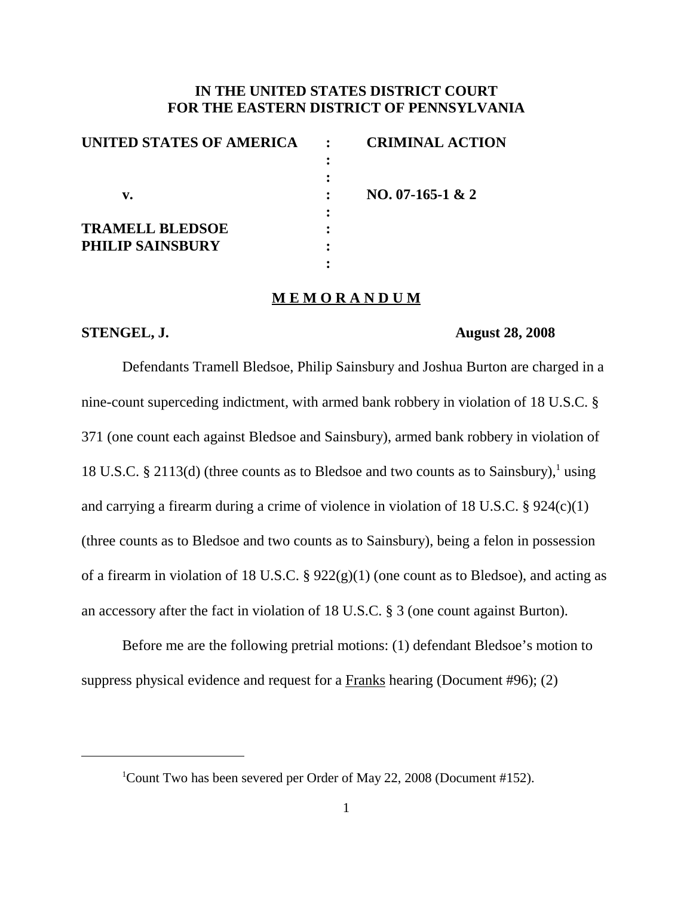**IN THE UNITED STATES DISTRICT COURT**
**FOR THE EASTERN DISTRICT OF PENNSYLVANIA**

| | | |
|---|---|---|
| **UNITED STATES OF AMERICA** | : | **CRIMINAL ACTION** |
| | : | |
| | : | |
| **v.** | : | **NO. 07-165-1 & 2** |
| | : | |
| **TRAMELL BLEDSOE** | : | |
| **PHILIP SAINSBURY** | : | |
| | : | |

**M E M O R A N D U M**

**STENGEL, J.** **August 28, 2008**

Defendants Tramell Bledsoe, Philip Sainsbury and Joshua Burton are charged in a nine-count superceding indictment, with armed bank robbery in violation of 18 U.S.C. § 371 (one count each against Bledsoe and Sainsbury), armed bank robbery in violation of 18 U.S.C. § 2113(d) (three counts as to Bledsoe and two counts as to Sainsbury),[1] using and carrying a firearm during a crime of violence in violation of 18 U.S.C. § 924(c)(1) (three counts as to Bledsoe and two counts as to Sainsbury), being a felon in possession of a firearm in violation of 18 U.S.C. § 922(g)(1) (one count as to Bledsoe), and acting as an accessory after the fact in violation of 18 U.S.C. § 3 (one count against Burton).

Before me are the following pretrial motions: (1) defendant Bledsoe's motion to suppress physical evidence and request for a Franks hearing (Document #96); (2)

---

[1] Count Two has been severed per Order of May 22, 2008 (Document #152).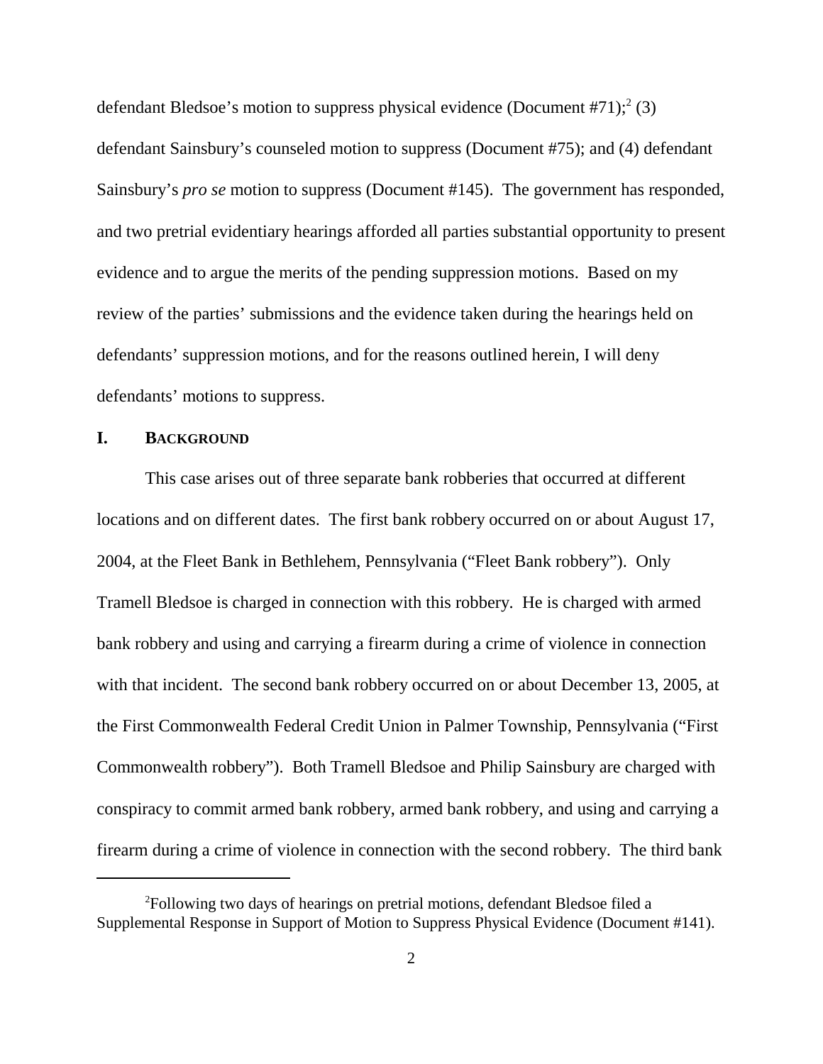defendant Bledsoe's motion to suppress physical evidence (Document #71);[2] (3) defendant Sainsbury's counseled motion to suppress (Document #75); and (4) defendant Sainsbury's *pro se* motion to suppress (Document #145). The government has responded, and two pretrial evidentiary hearings afforded all parties substantial opportunity to present evidence and to argue the merits of the pending suppression motions. Based on my review of the parties' submissions and the evidence taken during the hearings held on defendants' suppression motions, and for the reasons outlined herein, I will deny defendants' motions to suppress.

## I. BACKGROUND

This case arises out of three separate bank robberies that occurred at different locations and on different dates. The first bank robbery occurred on or about August 17, 2004, at the Fleet Bank in Bethlehem, Pennsylvania ("Fleet Bank robbery"). Only Tramell Bledsoe is charged in connection with this robbery. He is charged with armed bank robbery and using and carrying a firearm during a crime of violence in connection with that incident. The second bank robbery occurred on or about December 13, 2005, at the First Commonwealth Federal Credit Union in Palmer Township, Pennsylvania ("First Commonwealth robbery"). Both Tramell Bledsoe and Philip Sainsbury are charged with conspiracy to commit armed bank robbery, armed bank robbery, and using and carrying a firearm during a crime of violence in connection with the second robbery. The third bank

[2] Following two days of hearings on pretrial motions, defendant Bledsoe filed a Supplemental Response in Support of Motion to Suppress Physical Evidence (Document #141).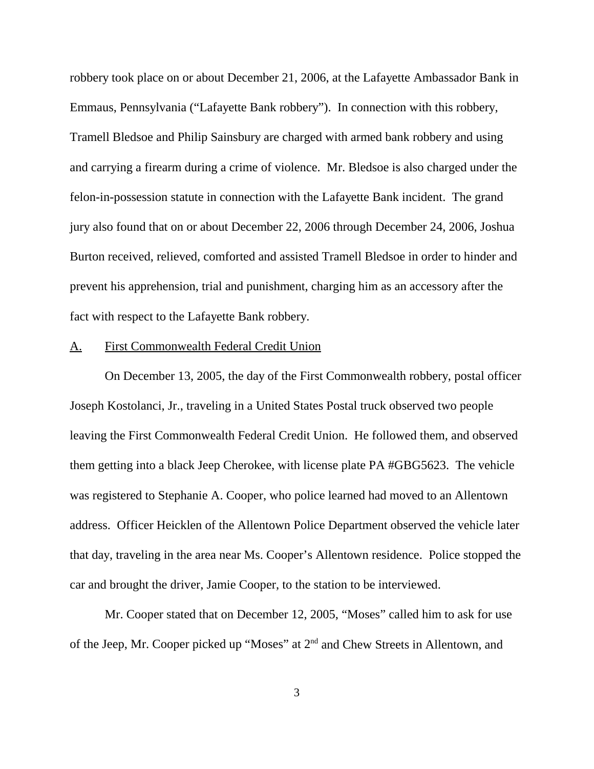robbery took place on or about December 21, 2006, at the Lafayette Ambassador Bank in Emmaus, Pennsylvania ("Lafayette Bank robbery"). In connection with this robbery, Tramell Bledsoe and Philip Sainsbury are charged with armed bank robbery and using and carrying a firearm during a crime of violence. Mr. Bledsoe is also charged under the felon-in-possession statute in connection with the Lafayette Bank incident. The grand jury also found that on or about December 22, 2006 through December 24, 2006, Joshua Burton received, relieved, comforted and assisted Tramell Bledsoe in order to hinder and prevent his apprehension, trial and punishment, charging him as an accessory after the fact with respect to the Lafayette Bank robbery.

## A. First Commonwealth Federal Credit Union

On December 13, 2005, the day of the First Commonwealth robbery, postal officer Joseph Kostolanci, Jr., traveling in a United States Postal truck observed two people leaving the First Commonwealth Federal Credit Union. He followed them, and observed them getting into a black Jeep Cherokee, with license plate PA #GBG5623. The vehicle was registered to Stephanie A. Cooper, who police learned had moved to an Allentown address. Officer Heicklen of the Allentown Police Department observed the vehicle later that day, traveling in the area near Ms. Cooper's Allentown residence. Police stopped the car and brought the driver, Jamie Cooper, to the station to be interviewed.

Mr. Cooper stated that on December 12, 2005, "Moses" called him to ask for use of the Jeep, Mr. Cooper picked up "Moses" at 2nd and Chew Streets in Allentown, and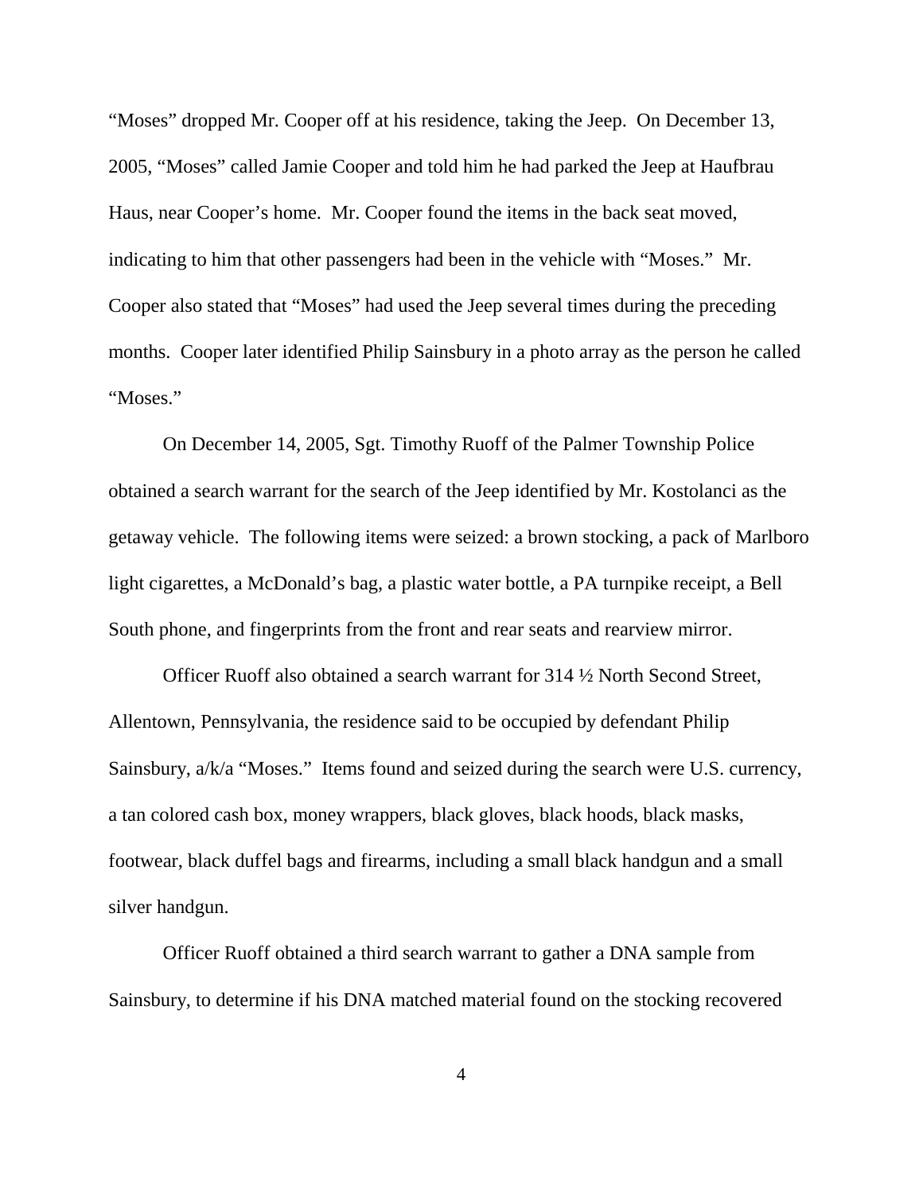"Moses" dropped Mr. Cooper off at his residence, taking the Jeep. On December 13, 2005, "Moses" called Jamie Cooper and told him he had parked the Jeep at Haufbrau Haus, near Cooper's home. Mr. Cooper found the items in the back seat moved, indicating to him that other passengers had been in the vehicle with "Moses." Mr. Cooper also stated that "Moses" had used the Jeep several times during the preceding months. Cooper later identified Philip Sainsbury in a photo array as the person he called "Moses."

On December 14, 2005, Sgt. Timothy Ruoff of the Palmer Township Police obtained a search warrant for the search of the Jeep identified by Mr. Kostolanci as the getaway vehicle. The following items were seized: a brown stocking, a pack of Marlboro light cigarettes, a McDonald's bag, a plastic water bottle, a PA turnpike receipt, a Bell South phone, and fingerprints from the front and rear seats and rearview mirror.

Officer Ruoff also obtained a search warrant for 314 ½ North Second Street, Allentown, Pennsylvania, the residence said to be occupied by defendant Philip Sainsbury, a/k/a "Moses." Items found and seized during the search were U.S. currency, a tan colored cash box, money wrappers, black gloves, black hoods, black masks, footwear, black duffel bags and firearms, including a small black handgun and a small silver handgun.

Officer Ruoff obtained a third search warrant to gather a DNA sample from Sainsbury, to determine if his DNA matched material found on the stocking recovered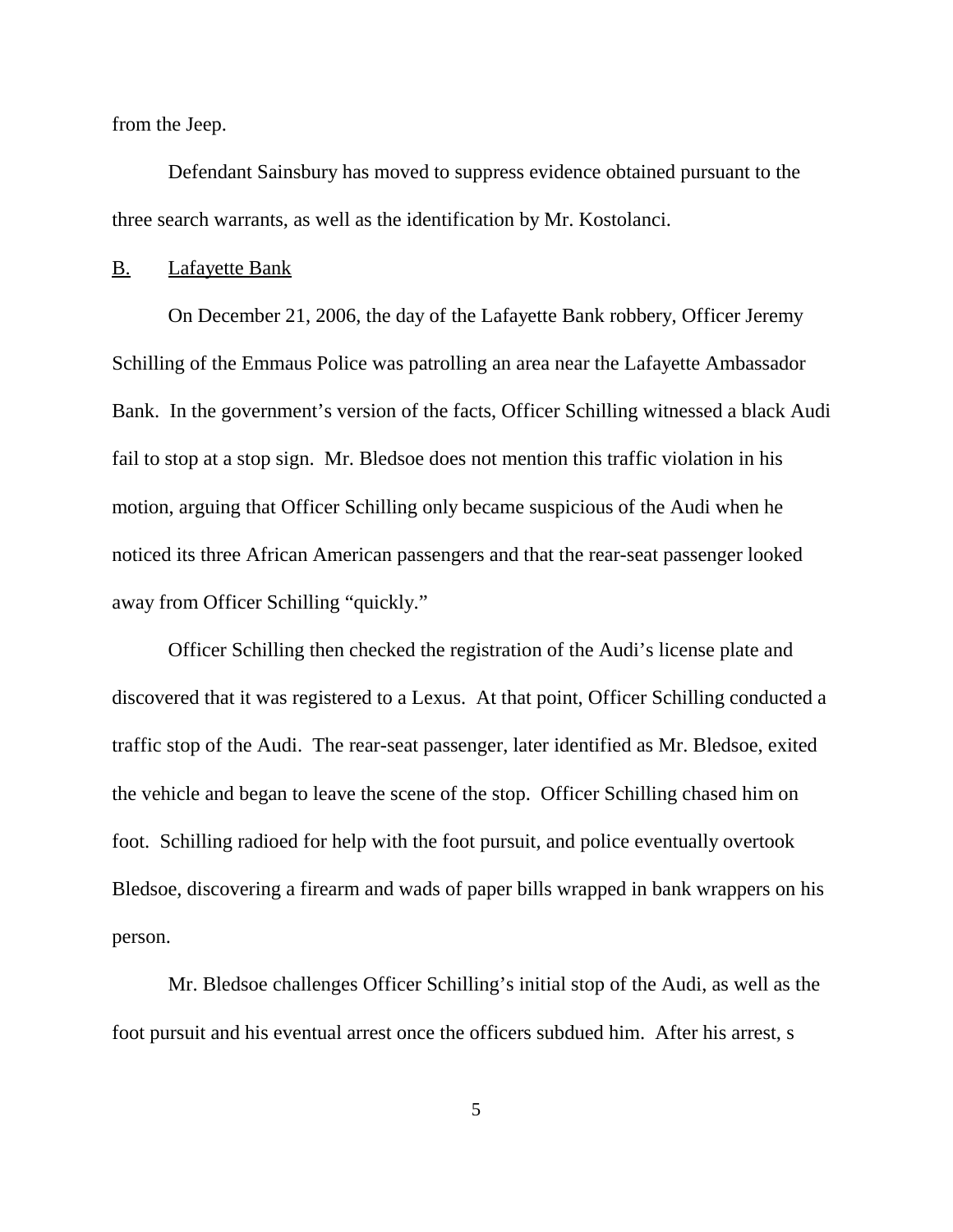from the Jeep.

Defendant Sainsbury has moved to suppress evidence obtained pursuant to the three search warrants, as well as the identification by Mr. Kostolanci.

B. Lafayette Bank

On December 21, 2006, the day of the Lafayette Bank robbery, Officer Jeremy Schilling of the Emmaus Police was patrolling an area near the Lafayette Ambassador Bank. In the government's version of the facts, Officer Schilling witnessed a black Audi fail to stop at a stop sign. Mr. Bledsoe does not mention this traffic violation in his motion, arguing that Officer Schilling only became suspicious of the Audi when he noticed its three African American passengers and that the rear-seat passenger looked away from Officer Schilling "quickly."

Officer Schilling then checked the registration of the Audi's license plate and discovered that it was registered to a Lexus. At that point, Officer Schilling conducted a traffic stop of the Audi. The rear-seat passenger, later identified as Mr. Bledsoe, exited the vehicle and began to leave the scene of the stop. Officer Schilling chased him on foot. Schilling radioed for help with the foot pursuit, and police eventually overtook Bledsoe, discovering a firearm and wads of paper bills wrapped in bank wrappers on his person.

Mr. Bledsoe challenges Officer Schilling's initial stop of the Audi, as well as the foot pursuit and his eventual arrest once the officers subdued him. After his arrest, s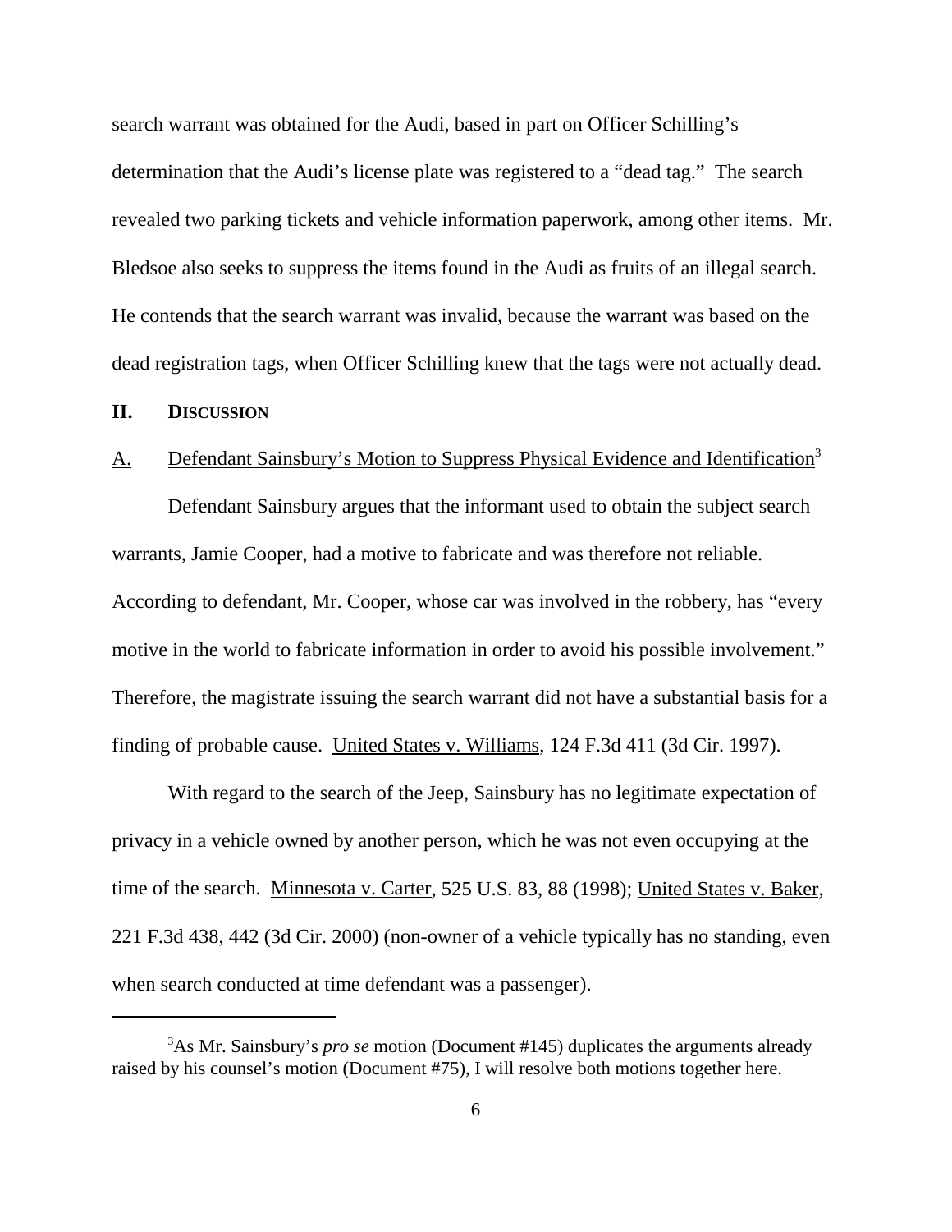search warrant was obtained for the Audi, based in part on Officer Schilling's determination that the Audi's license plate was registered to a "dead tag." The search revealed two parking tickets and vehicle information paperwork, among other items. Mr. Bledsoe also seeks to suppress the items found in the Audi as fruits of an illegal search. He contends that the search warrant was invalid, because the warrant was based on the dead registration tags, when Officer Schilling knew that the tags were not actually dead.

## II. DISCUSSION

### A. Defendant Sainsbury's Motion to Suppress Physical Evidence and Identification[3]

Defendant Sainsbury argues that the informant used to obtain the subject search warrants, Jamie Cooper, had a motive to fabricate and was therefore not reliable. According to defendant, Mr. Cooper, whose car was involved in the robbery, has "every motive in the world to fabricate information in order to avoid his possible involvement." Therefore, the magistrate issuing the search warrant did not have a substantial basis for a finding of probable cause. United States v. Williams, 124 F.3d 411 (3d Cir. 1997).

With regard to the search of the Jeep, Sainsbury has no legitimate expectation of privacy in a vehicle owned by another person, which he was not even occupying at the time of the search. Minnesota v. Carter, 525 U.S. 83, 88 (1998); United States v. Baker, 221 F.3d 438, 442 (3d Cir. 2000) (non-owner of a vehicle typically has no standing, even when search conducted at time defendant was a passenger).

---

[3] As Mr. Sainsbury's *pro se* motion (Document #145) duplicates the arguments already raised by his counsel's motion (Document #75), I will resolve both motions together here.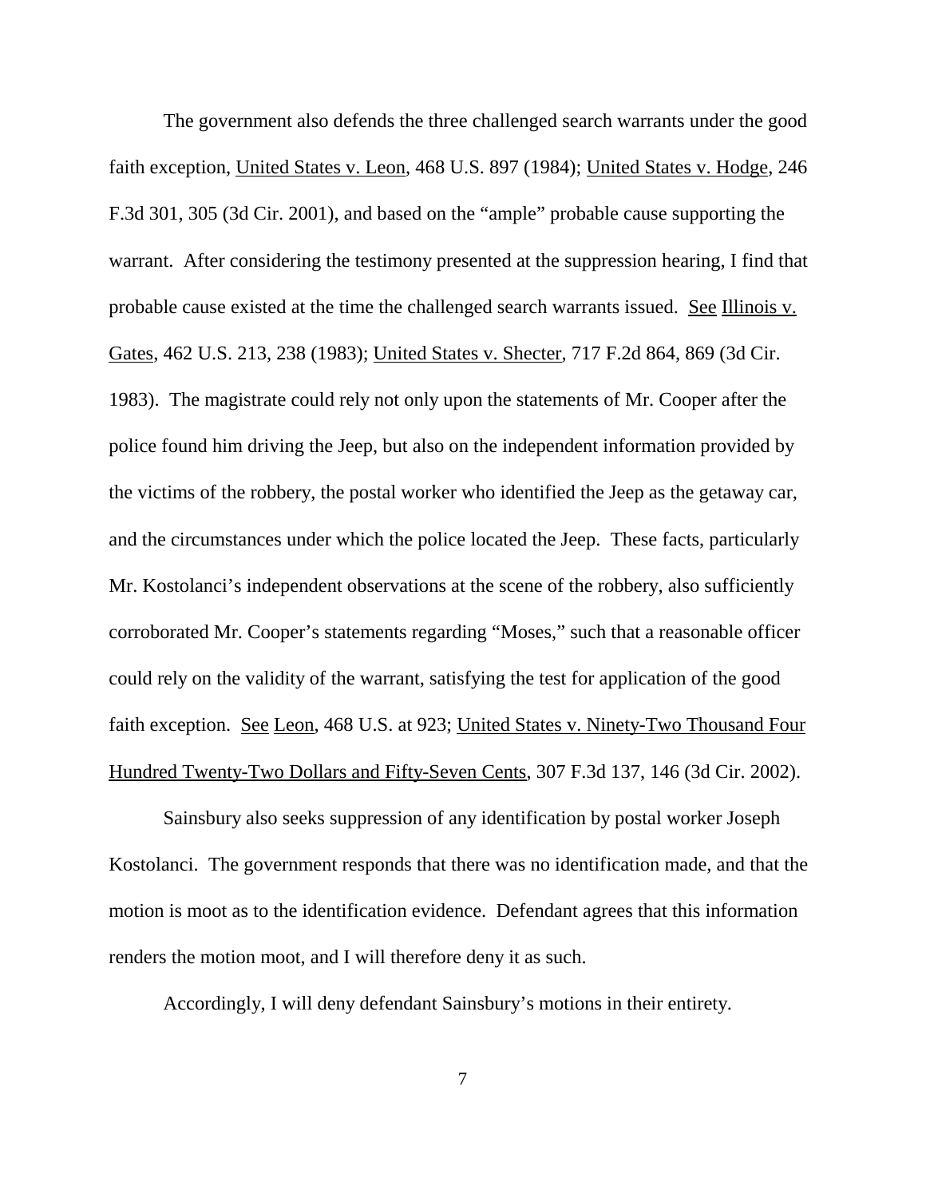The government also defends the three challenged search warrants under the good faith exception, United States v. Leon, 468 U.S. 897 (1984); United States v. Hodge, 246 F.3d 301, 305 (3d Cir. 2001), and based on the "ample" probable cause supporting the warrant. After considering the testimony presented at the suppression hearing, I find that probable cause existed at the time the challenged search warrants issued. See Illinois v. Gates, 462 U.S. 213, 238 (1983); United States v. Shecter, 717 F.2d 864, 869 (3d Cir. 1983). The magistrate could rely not only upon the statements of Mr. Cooper after the police found him driving the Jeep, but also on the independent information provided by the victims of the robbery, the postal worker who identified the Jeep as the getaway car, and the circumstances under which the police located the Jeep. These facts, particularly Mr. Kostolanci's independent observations at the scene of the robbery, also sufficiently corroborated Mr. Cooper's statements regarding "Moses," such that a reasonable officer could rely on the validity of the warrant, satisfying the test for application of the good faith exception. See Leon, 468 U.S. at 923; United States v. Ninety-Two Thousand Four Hundred Twenty-Two Dollars and Fifty-Seven Cents, 307 F.3d 137, 146 (3d Cir. 2002).

Sainsbury also seeks suppression of any identification by postal worker Joseph Kostolanci. The government responds that there was no identification made, and that the motion is moot as to the identification evidence. Defendant agrees that this information renders the motion moot, and I will therefore deny it as such.

Accordingly, I will deny defendant Sainsbury's motions in their entirety.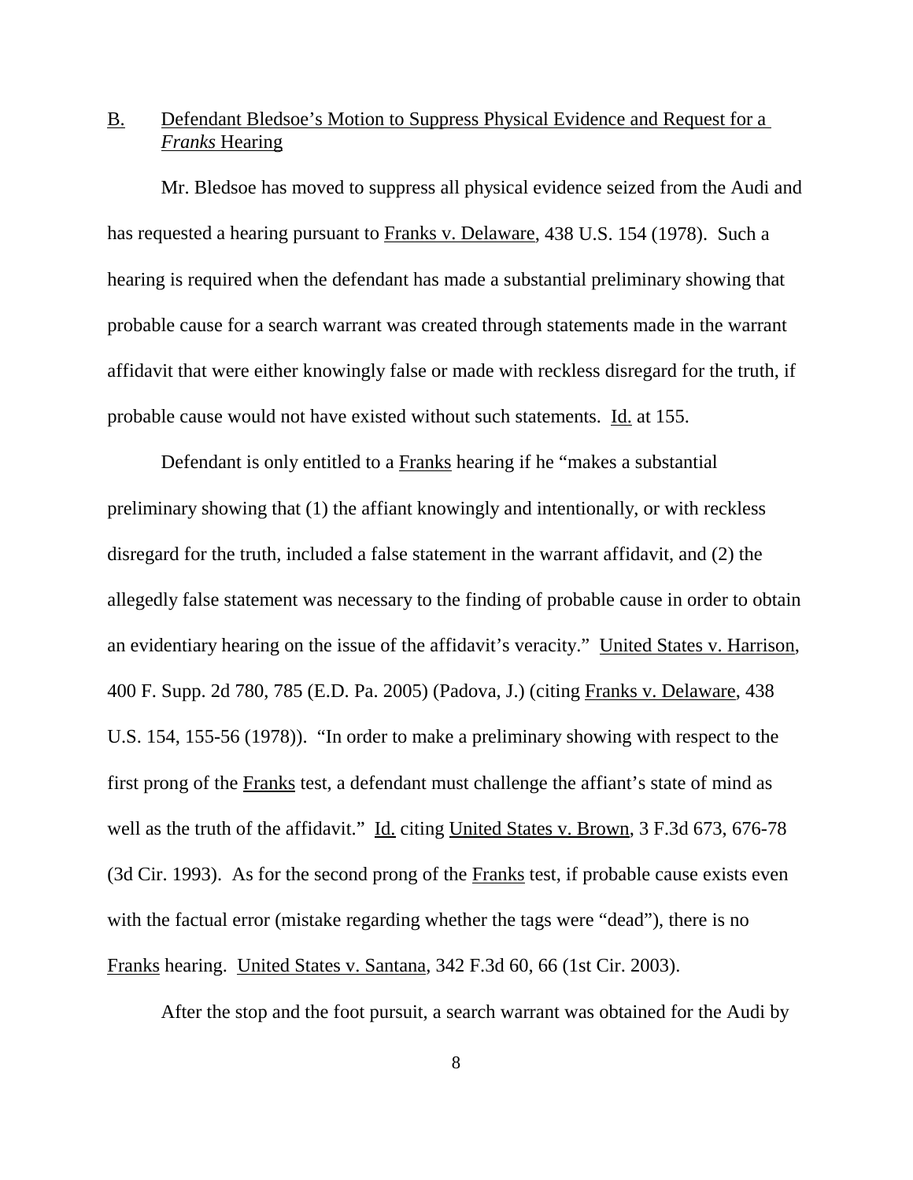B. Defendant Bledsoe's Motion to Suppress Physical Evidence and Request for a *Franks* Hearing

Mr. Bledsoe has moved to suppress all physical evidence seized from the Audi and has requested a hearing pursuant to Franks v. Delaware, 438 U.S. 154 (1978). Such a hearing is required when the defendant has made a substantial preliminary showing that probable cause for a search warrant was created through statements made in the warrant affidavit that were either knowingly false or made with reckless disregard for the truth, if probable cause would not have existed without such statements. Id. at 155.

Defendant is only entitled to a Franks hearing if he "makes a substantial preliminary showing that (1) the affiant knowingly and intentionally, or with reckless disregard for the truth, included a false statement in the warrant affidavit, and (2) the allegedly false statement was necessary to the finding of probable cause in order to obtain an evidentiary hearing on the issue of the affidavit's veracity." United States v. Harrison, 400 F. Supp. 2d 780, 785 (E.D. Pa. 2005) (Padova, J.) (citing Franks v. Delaware, 438 U.S. 154, 155-56 (1978)). "In order to make a preliminary showing with respect to the first prong of the Franks test, a defendant must challenge the affiant's state of mind as well as the truth of the affidavit." Id. citing United States v. Brown, 3 F.3d 673, 676-78 (3d Cir. 1993). As for the second prong of the Franks test, if probable cause exists even with the factual error (mistake regarding whether the tags were "dead"), there is no Franks hearing. United States v. Santana, 342 F.3d 60, 66 (1st Cir. 2003).

After the stop and the foot pursuit, a search warrant was obtained for the Audi by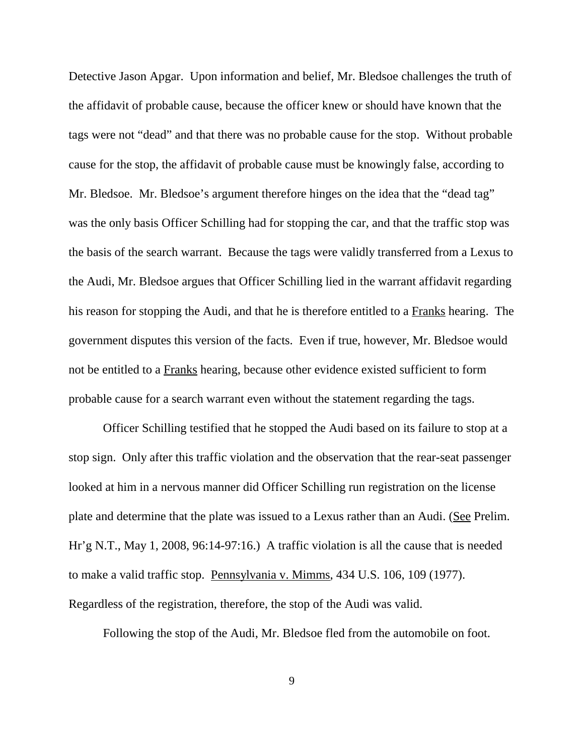Detective Jason Apgar. Upon information and belief, Mr. Bledsoe challenges the truth of the affidavit of probable cause, because the officer knew or should have known that the tags were not "dead" and that there was no probable cause for the stop. Without probable cause for the stop, the affidavit of probable cause must be knowingly false, according to Mr. Bledsoe. Mr. Bledsoe's argument therefore hinges on the idea that the "dead tag" was the only basis Officer Schilling had for stopping the car, and that the traffic stop was the basis of the search warrant. Because the tags were validly transferred from a Lexus to the Audi, Mr. Bledsoe argues that Officer Schilling lied in the warrant affidavit regarding his reason for stopping the Audi, and that he is therefore entitled to a Franks hearing. The government disputes this version of the facts. Even if true, however, Mr. Bledsoe would not be entitled to a Franks hearing, because other evidence existed sufficient to form probable cause for a search warrant even without the statement regarding the tags.

Officer Schilling testified that he stopped the Audi based on its failure to stop at a stop sign. Only after this traffic violation and the observation that the rear-seat passenger looked at him in a nervous manner did Officer Schilling run registration on the license plate and determine that the plate was issued to a Lexus rather than an Audi. (See Prelim. Hr'g N.T., May 1, 2008, 96:14-97:16.) A traffic violation is all the cause that is needed to make a valid traffic stop. Pennsylvania v. Mimms, 434 U.S. 106, 109 (1977). Regardless of the registration, therefore, the stop of the Audi was valid.

Following the stop of the Audi, Mr. Bledsoe fled from the automobile on foot.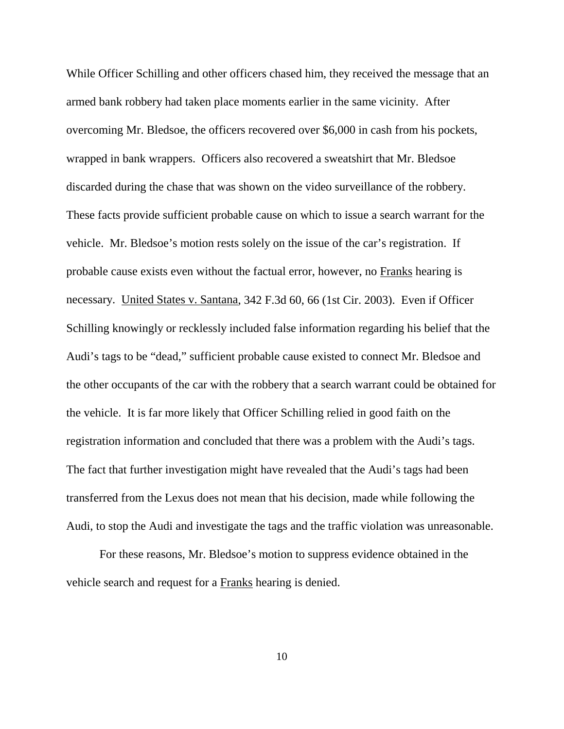While Officer Schilling and other officers chased him, they received the message that an armed bank robbery had taken place moments earlier in the same vicinity. After overcoming Mr. Bledsoe, the officers recovered over $6,000 in cash from his pockets, wrapped in bank wrappers. Officers also recovered a sweatshirt that Mr. Bledsoe discarded during the chase that was shown on the video surveillance of the robbery. These facts provide sufficient probable cause on which to issue a search warrant for the vehicle. Mr. Bledsoe's motion rests solely on the issue of the car's registration. If probable cause exists even without the factual error, however, no Franks hearing is necessary. United States v. Santana, 342 F.3d 60, 66 (1st Cir. 2003). Even if Officer Schilling knowingly or recklessly included false information regarding his belief that the Audi's tags to be "dead," sufficient probable cause existed to connect Mr. Bledsoe and the other occupants of the car with the robbery that a search warrant could be obtained for the vehicle. It is far more likely that Officer Schilling relied in good faith on the registration information and concluded that there was a problem with the Audi's tags. The fact that further investigation might have revealed that the Audi's tags had been transferred from the Lexus does not mean that his decision, made while following the Audi, to stop the Audi and investigate the tags and the traffic violation was unreasonable.

For these reasons, Mr. Bledsoe's motion to suppress evidence obtained in the vehicle search and request for a Franks hearing is denied.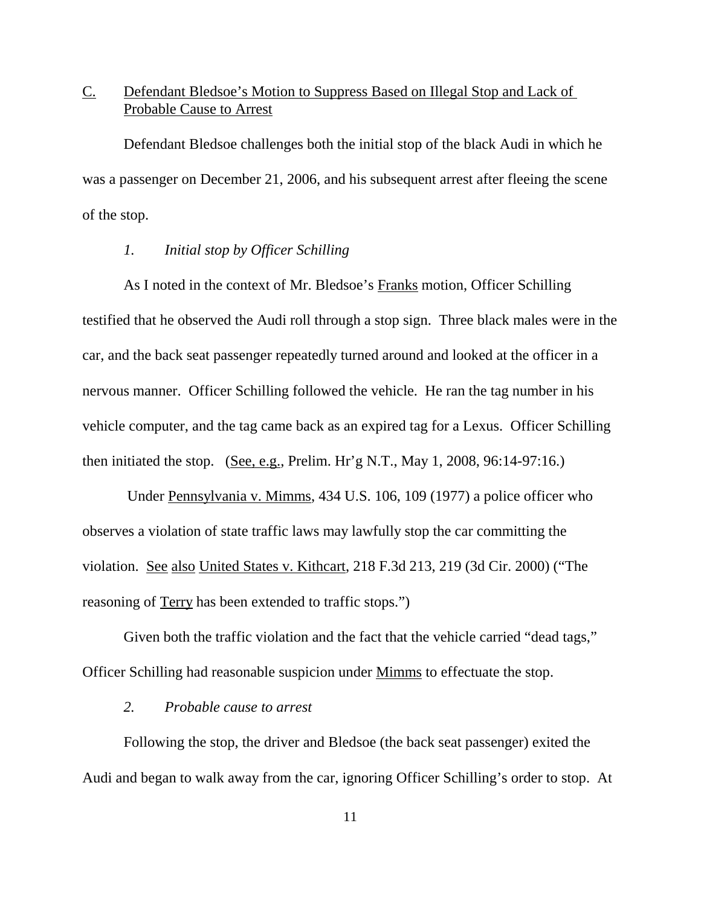C. <u>Defendant Bledsoe's Motion to Suppress Based on Illegal Stop and Lack of Probable Cause to Arrest</u>

Defendant Bledsoe challenges both the initial stop of the black Audi in which he was a passenger on December 21, 2006, and his subsequent arrest after fleeing the scene of the stop.

*1. Initial stop by Officer Schilling*

As I noted in the context of Mr. Bledsoe's <u>Franks</u> motion, Officer Schilling testified that he observed the Audi roll through a stop sign. Three black males were in the car, and the back seat passenger repeatedly turned around and looked at the officer in a nervous manner. Officer Schilling followed the vehicle. He ran the tag number in his vehicle computer, and the tag came back as an expired tag for a Lexus. Officer Schilling then initiated the stop. (<u>See, e.g.</u>, Prelim. Hr'g N.T., May 1, 2008, 96:14-97:16.)

Under <u>Pennsylvania v. Mimms</u>, 434 U.S. 106, 109 (1977) a police officer who observes a violation of state traffic laws may lawfully stop the car committing the violation. <u>See</u> <u>also</u> <u>United States v. Kithcart</u>, 218 F.3d 213, 219 (3d Cir. 2000) ("The reasoning of <u>Terry</u> has been extended to traffic stops.")

Given both the traffic violation and the fact that the vehicle carried "dead tags," Officer Schilling had reasonable suspicion under <u>Mimms</u> to effectuate the stop.

*2. Probable cause to arrest*

Following the stop, the driver and Bledsoe (the back seat passenger) exited the Audi and began to walk away from the car, ignoring Officer Schilling's order to stop. At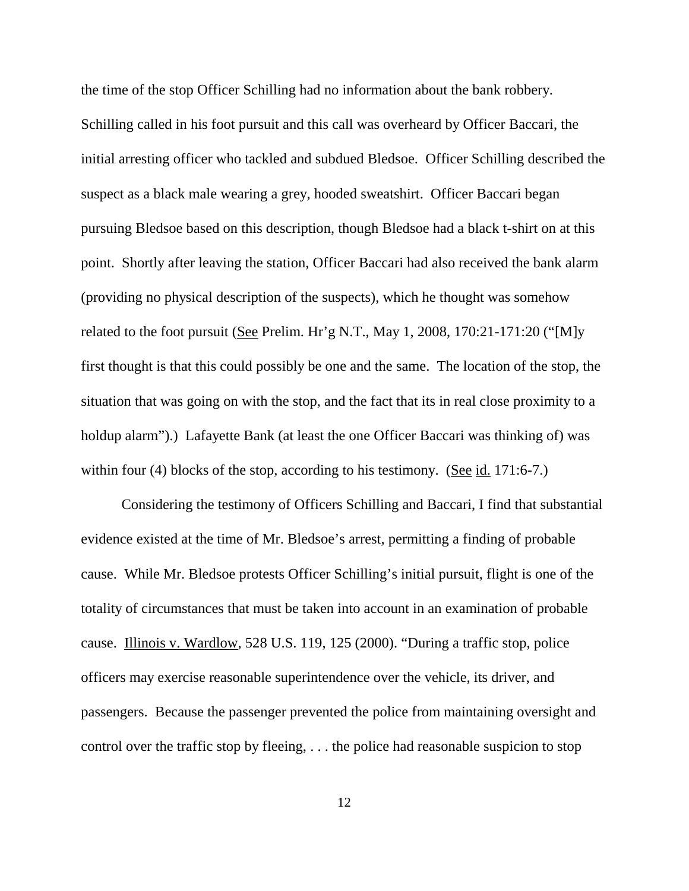the time of the stop Officer Schilling had no information about the bank robbery. Schilling called in his foot pursuit and this call was overheard by Officer Baccari, the initial arresting officer who tackled and subdued Bledsoe. Officer Schilling described the suspect as a black male wearing a grey, hooded sweatshirt. Officer Baccari began pursuing Bledsoe based on this description, though Bledsoe had a black t-shirt on at this point. Shortly after leaving the station, Officer Baccari had also received the bank alarm (providing no physical description of the suspects), which he thought was somehow related to the foot pursuit (<u>See</u> Prelim. Hr'g N.T., May 1, 2008, 170:21-171:20 ("[M]y first thought is that this could possibly be one and the same. The location of the stop, the situation that was going on with the stop, and the fact that its in real close proximity to a holdup alarm").) Lafayette Bank (at least the one Officer Baccari was thinking of) was within four (4) blocks of the stop, according to his testimony. (<u>See</u> <u>id.</u> 171:6-7.)

Considering the testimony of Officers Schilling and Baccari, I find that substantial evidence existed at the time of Mr. Bledsoe's arrest, permitting a finding of probable cause. While Mr. Bledsoe protests Officer Schilling's initial pursuit, flight is one of the totality of circumstances that must be taken into account in an examination of probable cause. <u>Illinois v. Wardlow</u>, 528 U.S. 119, 125 (2000). "During a traffic stop, police officers may exercise reasonable superintendence over the vehicle, its driver, and passengers. Because the passenger prevented the police from maintaining oversight and control over the traffic stop by fleeing, . . . the police had reasonable suspicion to stop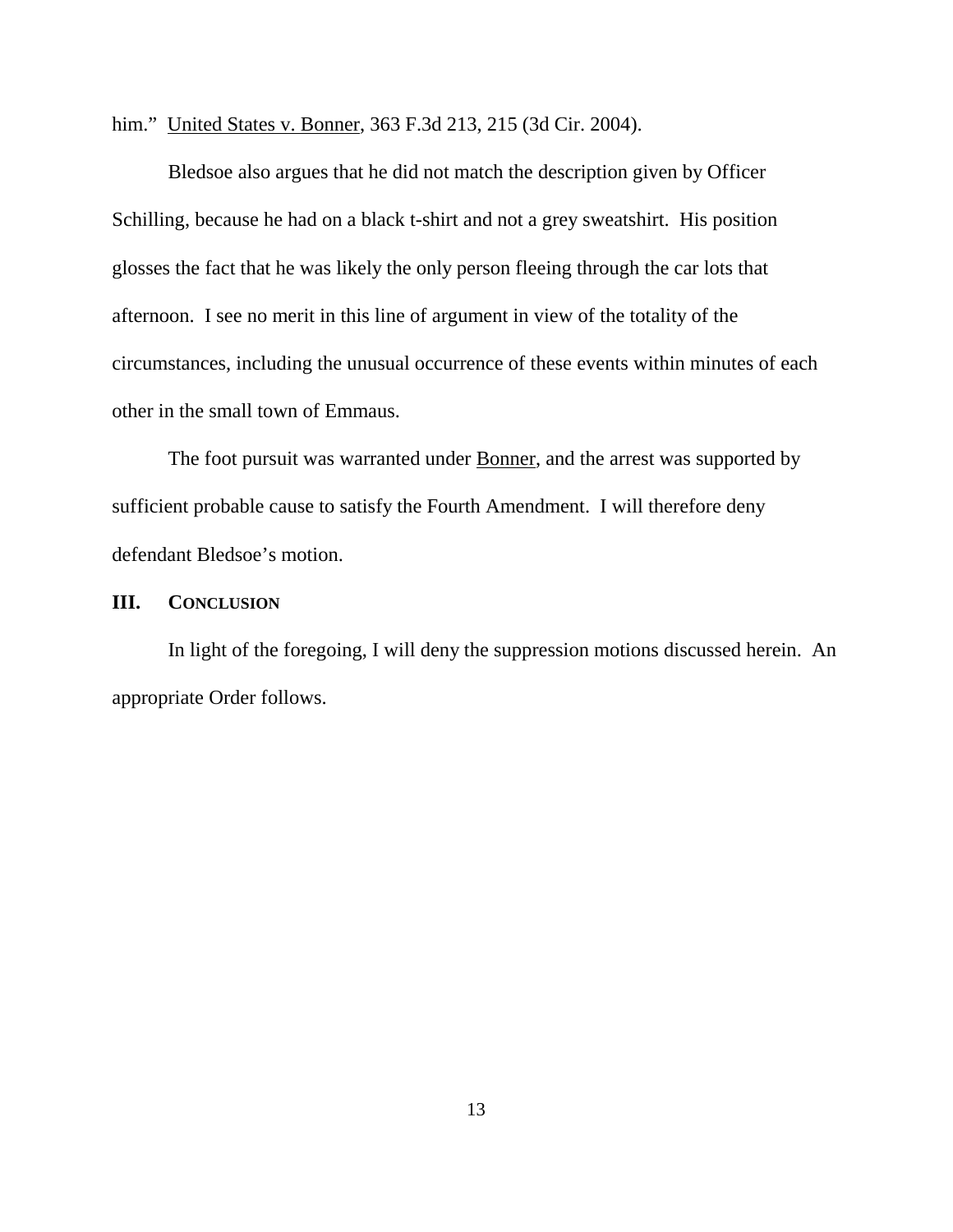him." United States v. Bonner, 363 F.3d 213, 215 (3d Cir. 2004).

Bledsoe also argues that he did not match the description given by Officer Schilling, because he had on a black t-shirt and not a grey sweatshirt. His position glosses the fact that he was likely the only person fleeing through the car lots that afternoon. I see no merit in this line of argument in view of the totality of the circumstances, including the unusual occurrence of these events within minutes of each other in the small town of Emmaus.

The foot pursuit was warranted under Bonner, and the arrest was supported by sufficient probable cause to satisfy the Fourth Amendment. I will therefore deny defendant Bledsoe's motion.

## III. CONCLUSION

In light of the foregoing, I will deny the suppression motions discussed herein. An appropriate Order follows.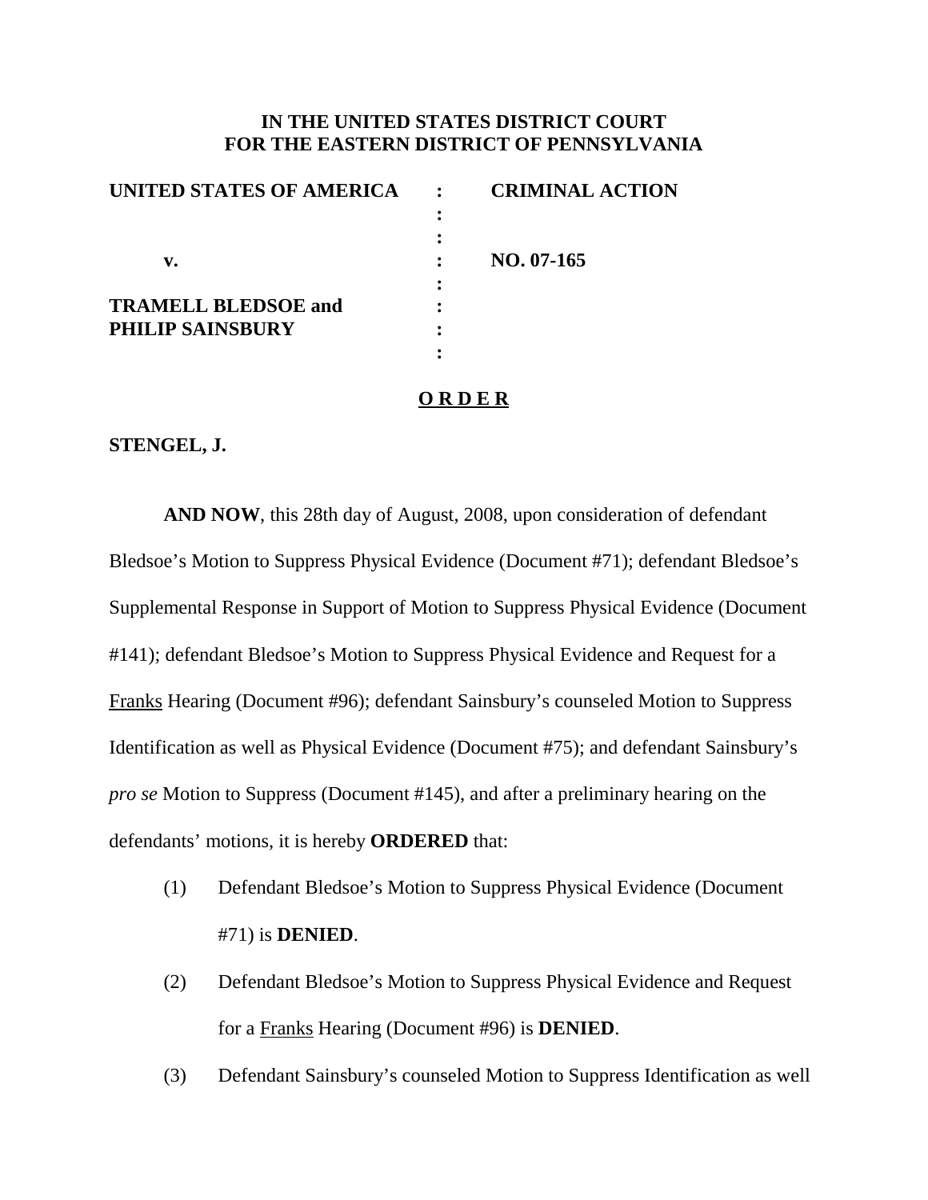**IN THE UNITED STATES DISTRICT COURT**
**FOR THE EASTERN DISTRICT OF PENNSYLVANIA**

| | | |
|---|---|---|
| **UNITED STATES OF AMERICA** | : | **CRIMINAL ACTION** |
| | : | |
| | : | |
| **v.** | : | **NO. 07-165** |
| | : | |
| **TRAMELL BLEDSOE and** | : | |
| **PHILIP SAINSBURY** | : | |
| | : | |

**O R D E R**

**STENGEL, J.**

**AND NOW**, this 28th day of August, 2008, upon consideration of defendant Bledsoe's Motion to Suppress Physical Evidence (Document #71); defendant Bledsoe's Supplemental Response in Support of Motion to Suppress Physical Evidence (Document #141); defendant Bledsoe's Motion to Suppress Physical Evidence and Request for a Franks Hearing (Document #96); defendant Sainsbury's counseled Motion to Suppress Identification as well as Physical Evidence (Document #75); and defendant Sainsbury's *pro se* Motion to Suppress (Document #145), and after a preliminary hearing on the defendants' motions, it is hereby **ORDERED** that:

(1) Defendant Bledsoe's Motion to Suppress Physical Evidence (Document #71) is **DENIED**.

(2) Defendant Bledsoe's Motion to Suppress Physical Evidence and Request for a Franks Hearing (Document #96) is **DENIED**.

(3) Defendant Sainsbury's counseled Motion to Suppress Identification as well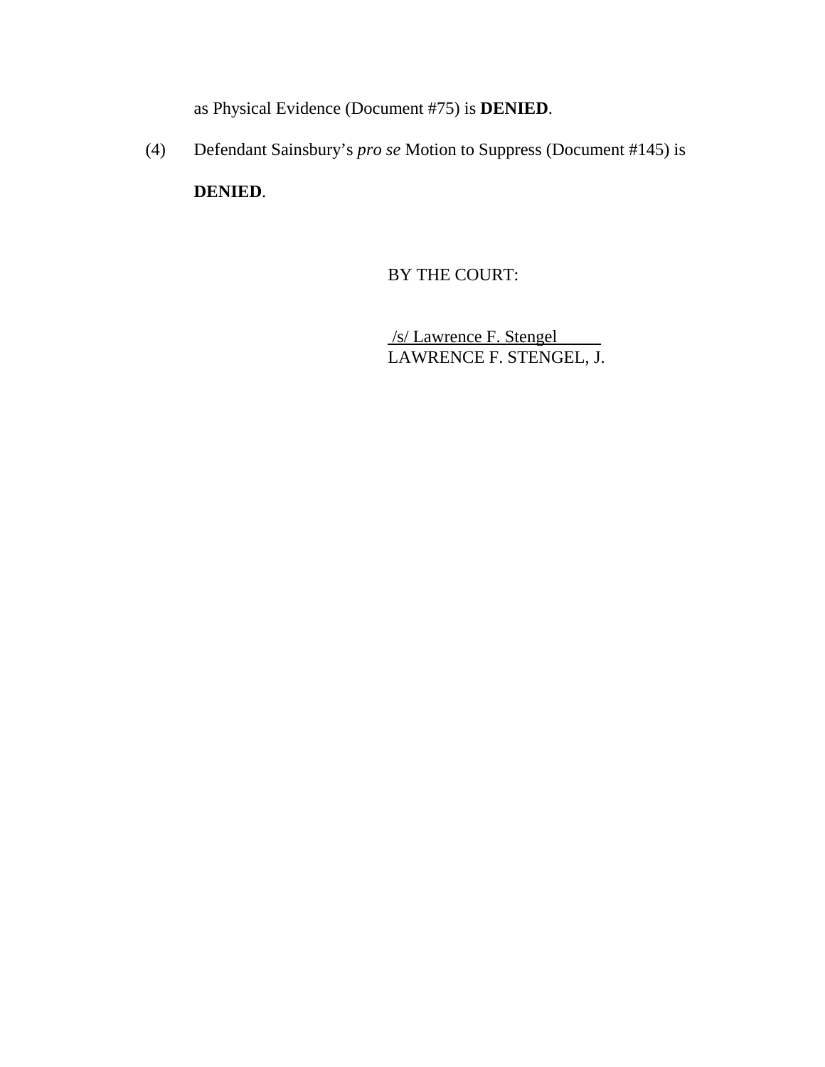as Physical Evidence (Document #75) is **DENIED**.

(4) Defendant Sainsbury's *pro se* Motion to Suppress (Document #145) is **DENIED**.

BY THE COURT:

/s/ Lawrence F. Stengel
LAWRENCE F. STENGEL, J.